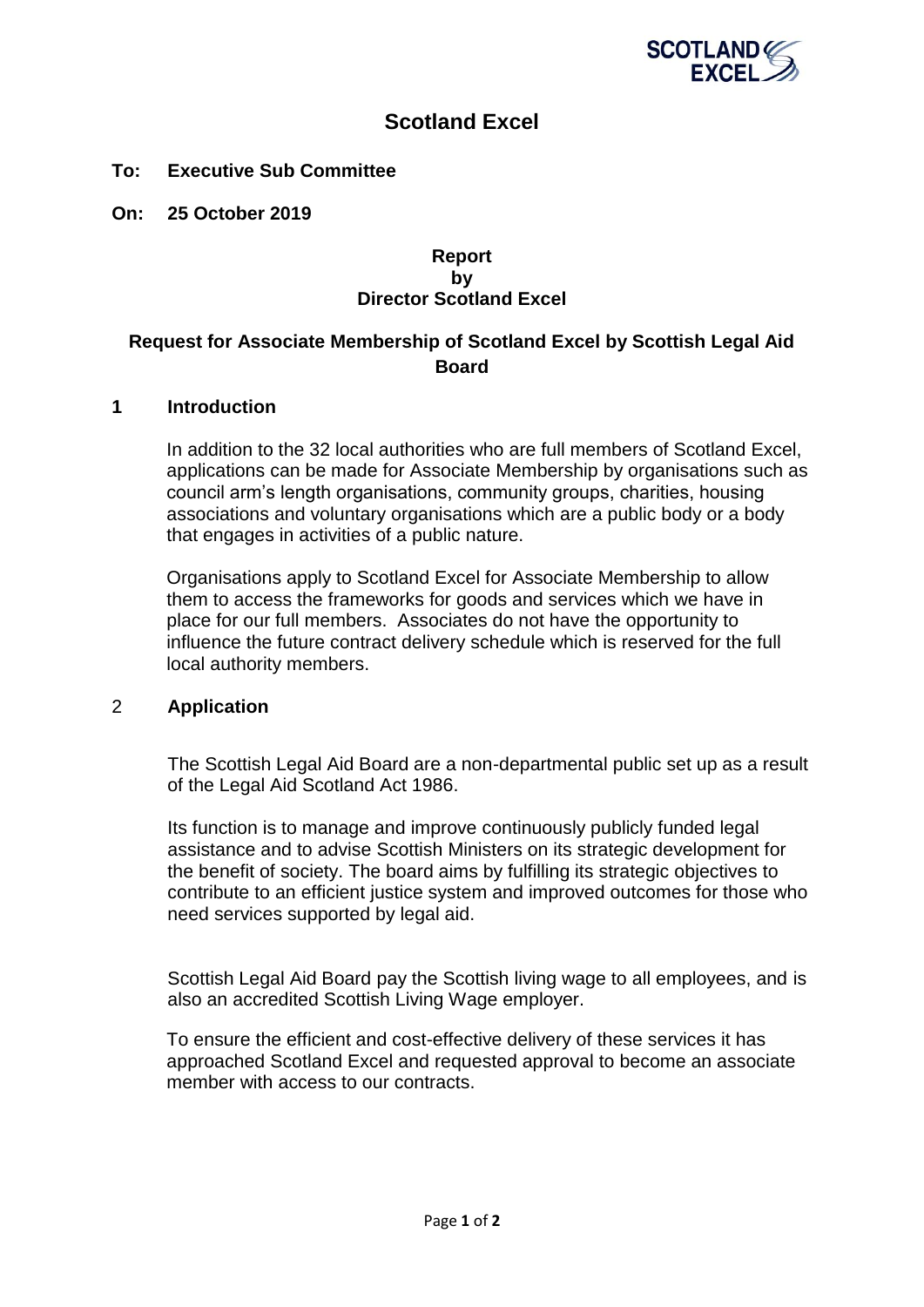# Scotland Excel

**To: Executive Sub Committee**

**On: 25 October 2019**

**Report**
**by**
**Director Scotland Excel**

## Request for Associate Membership of Scotland Excel by Scottish Legal Aid Board

## 1 Introduction

In addition to the 32 local authorities who are full members of Scotland Excel, applications can be made for Associate Membership by organisations such as council arm's length organisations, community groups, charities, housing associations and voluntary organisations which are a public body or a body that engages in activities of a public nature.

Organisations apply to Scotland Excel for Associate Membership to allow them to access the frameworks for goods and services which we have in place for our full members. Associates do not have the opportunity to influence the future contract delivery schedule which is reserved for the full local authority members.

## 2 Application

The Scottish Legal Aid Board are a non-departmental public set up as a result of the Legal Aid Scotland Act 1986.

Its function is to manage and improve continuously publicly funded legal assistance and to advise Scottish Ministers on its strategic development for the benefit of society. The board aims by fulfilling its strategic objectives to contribute to an efficient justice system and improved outcomes for those who need services supported by legal aid.

Scottish Legal Aid Board pay the Scottish living wage to all employees, and is also an accredited Scottish Living Wage employer.

To ensure the efficient and cost-effective delivery of these services it has approached Scotland Excel and requested approval to become an associate member with access to our contracts.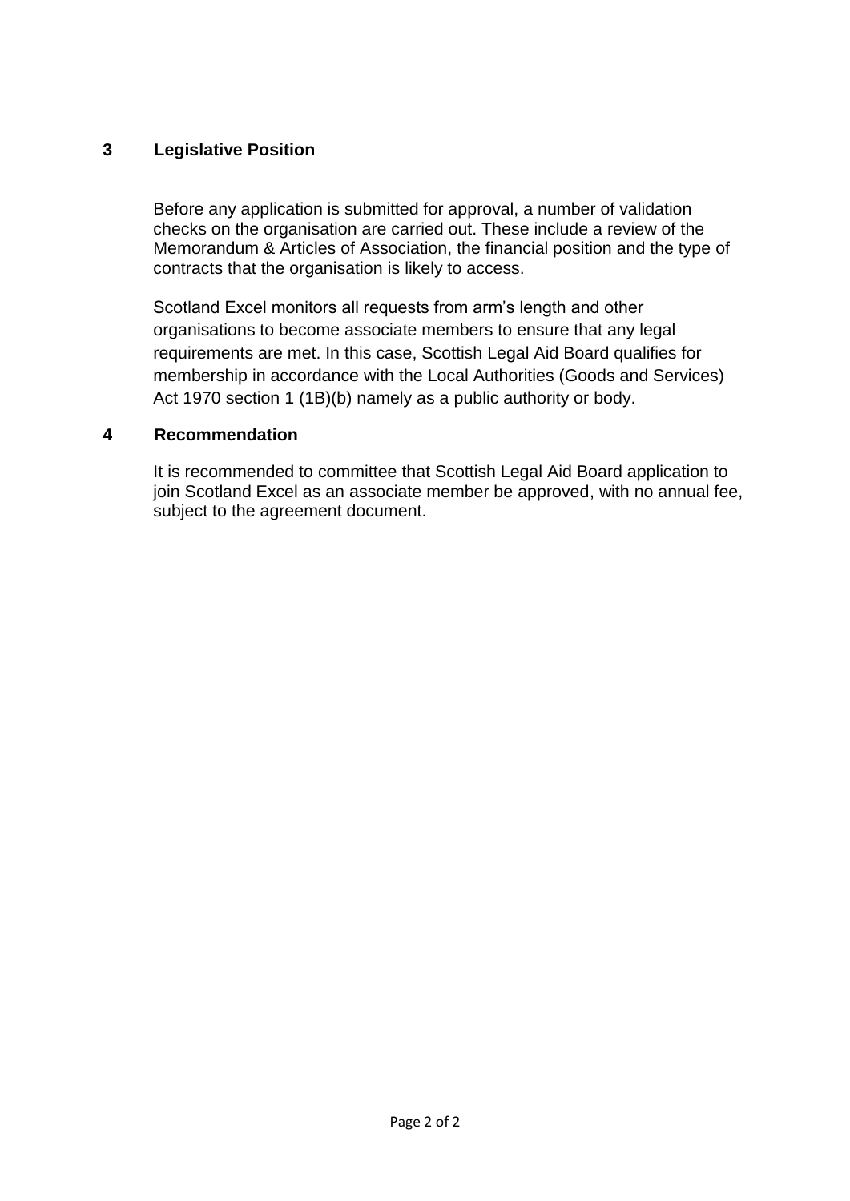## 3 Legislative Position

Before any application is submitted for approval, a number of validation checks on the organisation are carried out. These include a review of the Memorandum & Articles of Association, the financial position and the type of contracts that the organisation is likely to access.

Scotland Excel monitors all requests from arm's length and other organisations to become associate members to ensure that any legal requirements are met. In this case, Scottish Legal Aid Board qualifies for membership in accordance with the Local Authorities (Goods and Services) Act 1970 section 1 (1B)(b) namely as a public authority or body.

## 4 Recommendation

It is recommended to committee that Scottish Legal Aid Board application to join Scotland Excel as an associate member be approved, with no annual fee, subject to the agreement document.